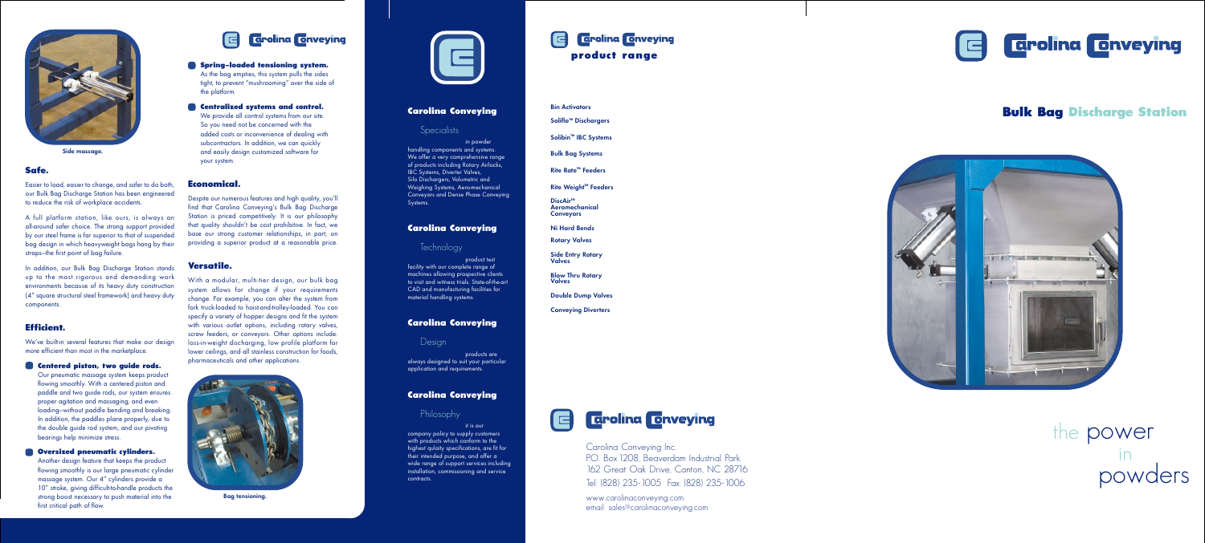Side massage.

## Safe.

Easier to load, easier to change, and safer to do both, our Bulk Bag Discharge Station has been engineered to reduce the risk of workplace accidents.

A full platform station, like ours, is always an all-around safer choice. The strong support provided by our steel frame is far superior to that of suspended bag design in which heavyweight bags hang by their straps—the first point of bag failure.

In addition, our Bulk Bag Discharge Station stands up to the most rigorous and demanding work environments because of its heavy duty construction (4" square structural steel framework) and heavy duty components.

## Efficient.

We've built-in several features that make our design more efficient than most in the marketplace.

- **Centered piston, two guide rods.** Our pneumatic massage system keeps product flowing smoothly. With a centered piston and paddle and two guide rods, our system ensures proper agitation and massaging, and even loading—without paddle bending and breaking. In addition, the paddles plane properly, due to the double guide rod system, and our pivoting bearings help minimize stress.
- **Oversized pneumatic cylinders.** Another design feature that keeps the product flowing smoothly is our large pneumatic cylinder massage system. Our 4" cylinders provide a 10" stroke, giving difficult-to-handle products the strong boost necessary to push material into the first critical path of flow.

Carolina Conveying

- **Spring-loaded tensioning system.** As the bag empties, this system pulls the sides tight, to prevent "mushrooming" over the side of the platform.
- **Centralized systems and control.** We provide all control systems from our site. So you need not be concerned with the added costs or inconvenience of dealing with subcontractors. In addition, we can quickly and easily design customized software for your system.

## Economical.

Despite our numerous features and high quality, you'll find that Carolina Conveying's Bulk Bag Discharge Station is priced competitively. It is our philosophy that quality shouldn't be cost prohibitive. In fact, we base our strong customer relationships, in part, on providing a superior product at a reasonable price.

## Versatile.

With a modular, multi-tier design, our bulk bag system allows for change if your requirements change. For example, you can alter the system from fork truck-loaded to hoist-and-trolley-loaded. You can specify a variety of hopper designs and fit the system with various outlet options, including rotary valves, screw feeders, or conveyors. Other options include: loss-in-weight discharging, low profile platform for lower ceilings, and all stainless construction for foods, pharmaceuticals and other applications.

Bag tensioning.

## Carolina Conveying

### Specialists

in powder handling components and systems. We offer a very comprehensive range of products including Rotary Airlocks, IBC Systems, Diverter Valves, Silo Dischargers, Volumetric and Weighing Systems, Aero-mechanical Conveyors and Dense Phase Conveying Systems.

## Carolina Conveying

### Technology

product test facility with our complete range of machines allowing prospective clients to visit and witness trials. State-of-the-art CAD and manufacturing facilities for material handling systems.

## Carolina Conveying

### Design

products are always designed to suit your particular application and requirements.

## Carolina Conveying

### Philosophy

it is our company policy to supply customers with products which conform to the highest qulaity specifications, are fit for their intended purpose, and offer a wide range of support services including installation, commissioning and service contracts.

## Carolina Conveying product range

- Bin Activators
- Soliflo™ Dischargers
- Solibin™ IBC Systems
- Bulk Bag Systems
- Rite Rate™ Feeders
- Rite Weight™ Feeders
- DiscAir™ Aeromechanical Conveyors
- Ni Hard Bends
- Rotary Valves
- Side Entry Rotary Valves
- Blow Thru Rotary Valves
- Double Dump Valves
- Conveying Diverters

Carolina Conveying

Carolina Conveying Inc.
P.O. Box 1208, Beaverdam Industrial Park
162 Great Oak Drive, Canton, NC 28716
Tel: (828) 235-1005 Fax: (828) 235-1006

www.carolinaconveying.com
email: sales@carolinaconveying.com

# Carolina Conveying

## Bulk Bag Discharge Station

the power in powders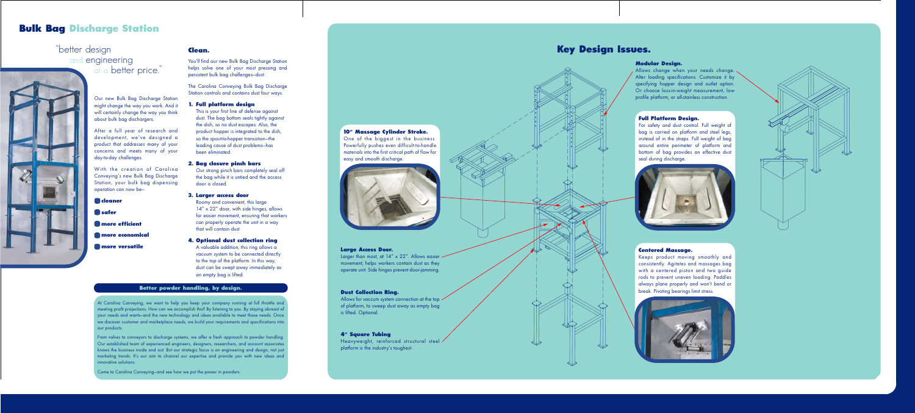# Bulk Bag Discharge Station

"better design
and engineering
at a better price."

Our new Bulk Bag Discharge Station might change the way you work. And it will certainly change the way you think about bulk bag dischargers.

After a full year of research and development, we've designed a product that addresses many of your concerns and meets many of your day-to-day challenges.

With the creation of Carolina Conveying's new Bulk Bag Discharge Station, your bulk bag dispensing operation can now be–

- **cleaner**
- **safer**
- **more efficient**
- **more economical**
- **more versatile**

## Clean.

You'll find our new Bulk Bag Discharge Station helps solve one of your most pressing and persistent bulk bag challenges–dust.

The Carolina Conveying Bulk Bag Discharge Station controls and contains dust four ways.

**1. Full platform design**

This is your first line of defense against dust. The bag bottom seals tightly against the dish, so no dust escapes. Also, the product hopper is integrated to the dish, so the spout-to-hopper transistion–the leading cause of dust problems–has been eliminated.

**2. Bag closure pinch bars**

Our strong pinch bars completely seal off the bag while it is untied and the access door is closed.

**3. Larger access door**

Roomy and convenient, this large 14" x 22" door, with side hinges, allows for easier movement, ensuring that workers can properly operate the unit in a way that will contain dust.

**4. Optional dust collection ring**

A valuable addition, this ring allows a vacuum system to be connected directly to the top of the platform. In this way, dust can be swept away immediately as an empty bag is lifted.

### Better powder handling, by design.

At Carolina Conveying, we want to help you keep your company running at full throttle and meeting profit projections. How can we accomplish this? By listening to you. By staying abreast of your needs and wants–and the new technology and ideas available to meet those needs. Once we discover customer and marketplace needs, we build your requirements and specifications into our products.

From valves to conveyors to discharge systems, we offer a fresh approach to powder handling. Our established team of experienced engineers, designers, researchers, and account associates knows the business inside and out. But our strategic focus is on engineering and design, not just marketing trends. It's our aim to channel our expertise and provide you with new ideas and innovative solutions.

Come to Carolina Conveying–and see how we put the power in powders.

## Key Design Issues.

**10" Massage Cylinder Stroke.**
One of the biggest in the business. Powerfully pushes even difficult-to-handle materials into the first critical path of flow for easy and smooth discharge.

**Large Access Door.**
Larger than most, at 14" x 22". Allows easier movement; helps workers contain dust as they operate unit. Side hinges prevent door-jamming.

**Dust Collection Ring.**
Allows for vaccum system connection at the top of platform, to sweep dust away as empty bag is lifted. Optional.

**4" Square Tubing**
Heavyweight, reinforced structural steel platform is the industry's toughest.

**Modular Design.**
Allows change when your needs change. Alter loading specifications. Customize it by specifying hopper design and outlet option. Or choose loss-in-weight measurement, low profile platform, or all-stainless construction.

**Full Platform Design.**
For safety and dust control. Full weight of bag is carried on platform and steel legs, instead of in the straps. Full weight of bag around entire perimeter of platform and bottom of bag provides an effective dust seal during discharge.

**Centered Massage.**
Keeps product moving smoothly and consistently. Agitates and massages bag with a centered piston and two guide rods to prevent uneven loading. Paddles always plane properly and won't bend or break. Pivoting bearings limit stress.